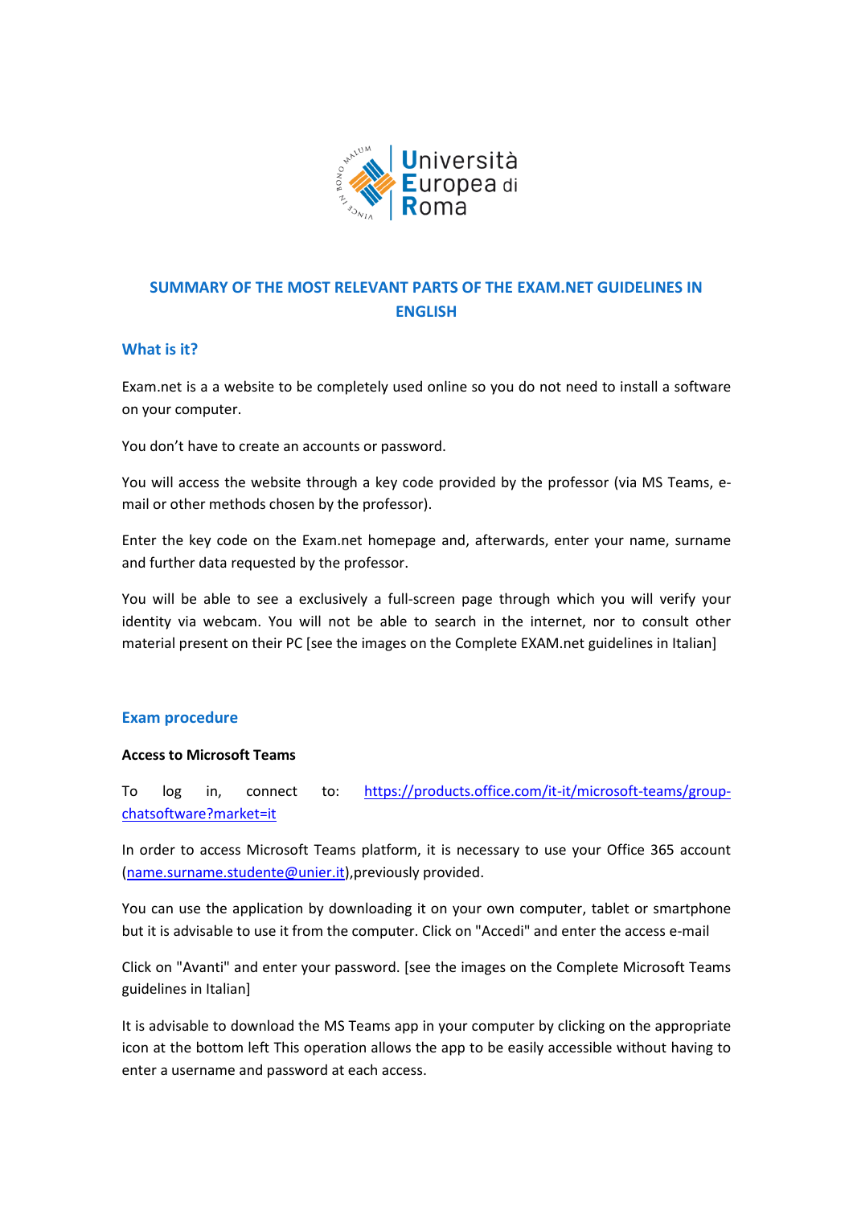Università Europea di Roma

# SUMMARY OF THE MOST RELEVANT PARTS OF THE EXAM.NET GUIDELINES IN ENGLISH

## What is it?

Exam.net is a a website to be completely used online so you do not need to install a software on your computer.

You don't have to create an accounts or password.

You will access the website through a key code provided by the professor (via MS Teams, e-mail or other methods chosen by the professor).

Enter the key code on the Exam.net homepage and, afterwards, enter your name, surname and further data requested by the professor.

You will be able to see a exclusively a full-screen page through which you will verify your identity via webcam. You will not be able to search in the internet, nor to consult other material present on their PC [see the images on the Complete EXAM.net guidelines in Italian]

## Exam procedure

**Access to Microsoft Teams**

To log in, connect to: https://products.office.com/it-it/microsoft-teams/group-chatsoftware?market=it

In order to access Microsoft Teams platform, it is necessary to use your Office 365 account (name.surname.studente@unier.it),previously provided.

You can use the application by downloading it on your own computer, tablet or smartphone but it is advisable to use it from the computer. Click on "Accedi" and enter the access e-mail

Click on "Avanti" and enter your password. [see the images on the Complete Microsoft Teams guidelines in Italian]

It is advisable to download the MS Teams app in your computer by clicking on the appropriate icon at the bottom left This operation allows the app to be easily accessible without having to enter a username and password at each access.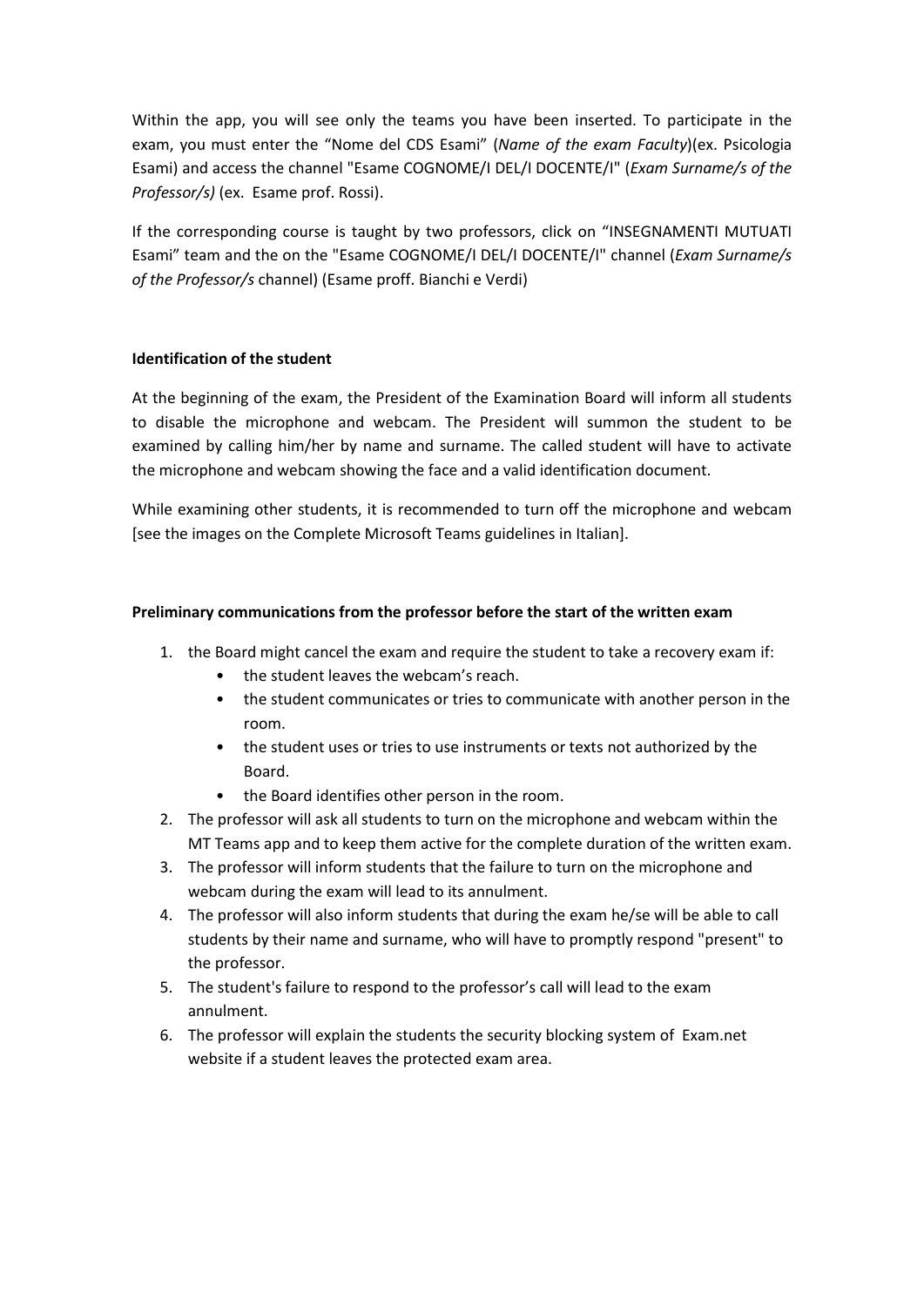Within the app, you will see only the teams you have been inserted. To participate in the exam, you must enter the "Nome del CDS Esami" (*Name of the exam Faculty*)(ex. Psicologia Esami) and access the channel "Esame COGNOME/I DEL/I DOCENTE/I" (*Exam Surname/s of the Professor/s)* (ex. Esame prof. Rossi).

If the corresponding course is taught by two professors, click on "INSEGNAMENTI MUTUATI Esami" team and the on the "Esame COGNOME/I DEL/I DOCENTE/I" channel (*Exam Surname/s of the Professor/s* channel) (Esame proff. Bianchi e Verdi)

**Identification of the student**

At the beginning of the exam, the President of the Examination Board will inform all students to disable the microphone and webcam. The President will summon the student to be examined by calling him/her by name and surname. The called student will have to activate the microphone and webcam showing the face and a valid identification document.

While examining other students, it is recommended to turn off the microphone and webcam [see the images on the Complete Microsoft Teams guidelines in Italian].

**Preliminary communications from the professor before the start of the written exam**

1. the Board might cancel the exam and require the student to take a recovery exam if:
   - the student leaves the webcam's reach.
   - the student communicates or tries to communicate with another person in the room.
   - the student uses or tries to use instruments or texts not authorized by the Board.
   - the Board identifies other person in the room.
2. The professor will ask all students to turn on the microphone and webcam within the MT Teams app and to keep them active for the complete duration of the written exam.
3. The professor will inform students that the failure to turn on the microphone and webcam during the exam will lead to its annulment.
4. The professor will also inform students that during the exam he/se will be able to call students by their name and surname, who will have to promptly respond "present" to the professor.
5. The student's failure to respond to the professor's call will lead to the exam annulment.
6. The professor will explain the students the security blocking system of Exam.net website if a student leaves the protected exam area.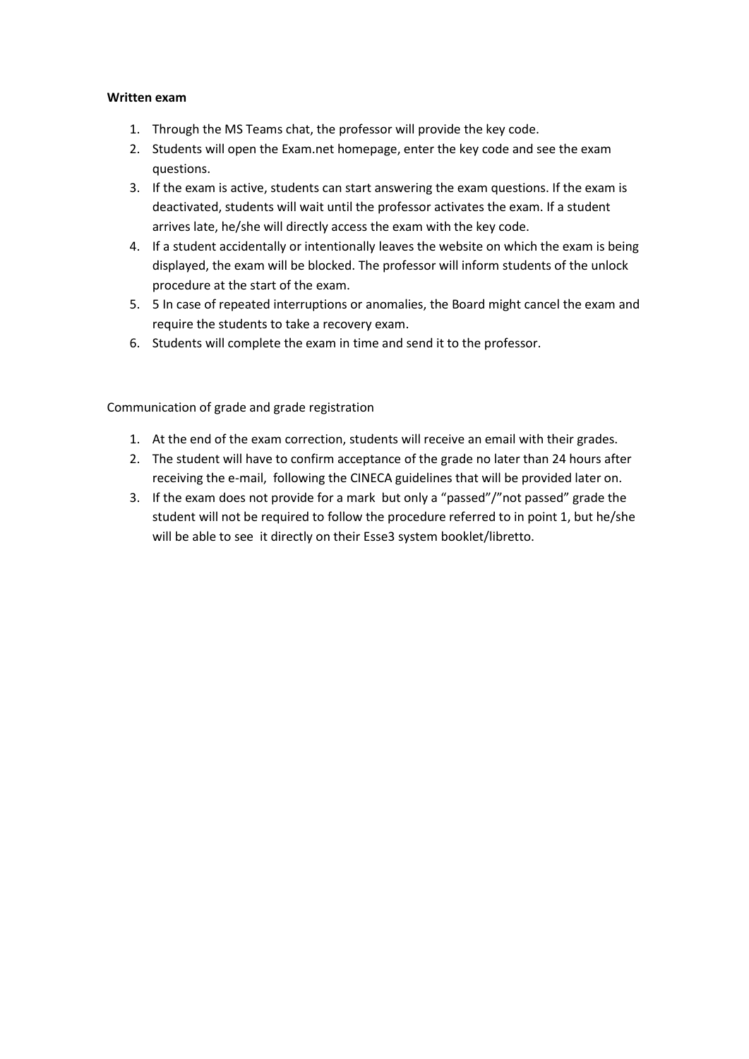**Written exam**

1. Through the MS Teams chat, the professor will provide the key code.
2. Students will open the Exam.net homepage, enter the key code and see the exam questions.
3. If the exam is active, students can start answering the exam questions. If the exam is deactivated, students will wait until the professor activates the exam. If a student arrives late, he/she will directly access the exam with the key code.
4. If a student accidentally or intentionally leaves the website on which the exam is being displayed, the exam will be blocked. The professor will inform students of the unlock procedure at the start of the exam.
5. 5 In case of repeated interruptions or anomalies, the Board might cancel the exam and require the students to take a recovery exam.
6. Students will complete the exam in time and send it to the professor.

Communication of grade and grade registration

1. At the end of the exam correction, students will receive an email with their grades.
2. The student will have to confirm acceptance of the grade no later than 24 hours after receiving the e-mail, following the CINECA guidelines that will be provided later on.
3. If the exam does not provide for a mark but only a "passed"/"not passed" grade the student will not be required to follow the procedure referred to in point 1, but he/she will be able to see it directly on their Esse3 system booklet/libretto.